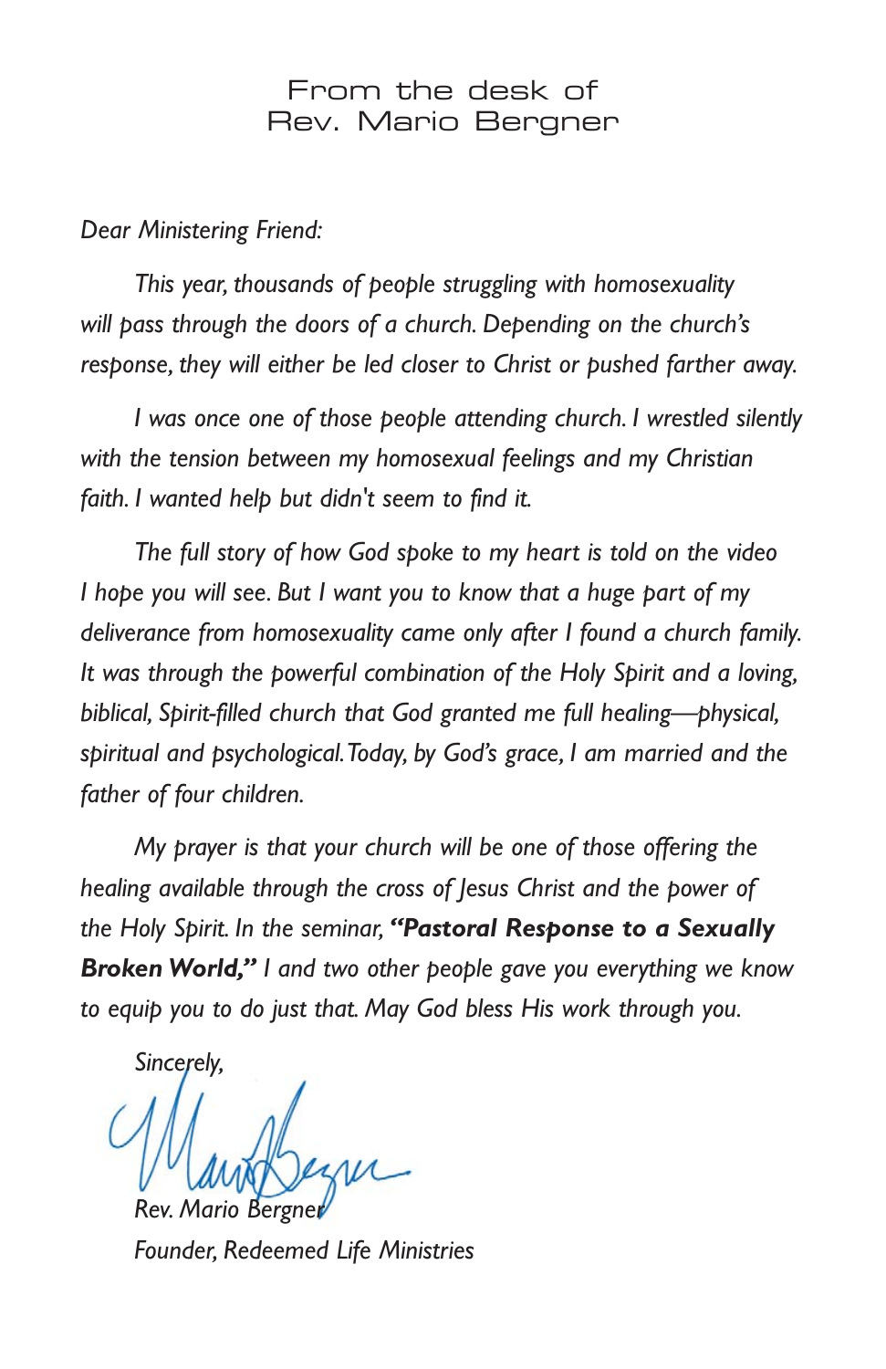From the desk of
Rev. Mario Bergner

*Dear Ministering Friend:*

*This year, thousands of people struggling with homosexuality will pass through the doors of a church. Depending on the church's response, they will either be led closer to Christ or pushed farther away.*

*I was once one of those people attending church. I wrestled silently with the tension between my homosexual feelings and my Christian faith. I wanted help but didn't seem to find it.*

*The full story of how God spoke to my heart is told on the video I hope you will see. But I want you to know that a huge part of my deliverance from homosexuality came only after I found a church family. It was through the powerful combination of the Holy Spirit and a loving, biblical, Spirit-filled church that God granted me full healing—physical, spiritual and psychological. Today, by God's grace, I am married and the father of four children.*

*My prayer is that your church will be one of those offering the healing available through the cross of Jesus Christ and the power of the Holy Spirit. In the seminar,* ***"Pastoral Response to a Sexually Broken World,"*** *I and two other people gave you everything we know to equip you to do just that. May God bless His work through you.*

*Sincerely,*

*Rev. Mario Bergner*
*Founder, Redeemed Life Ministries*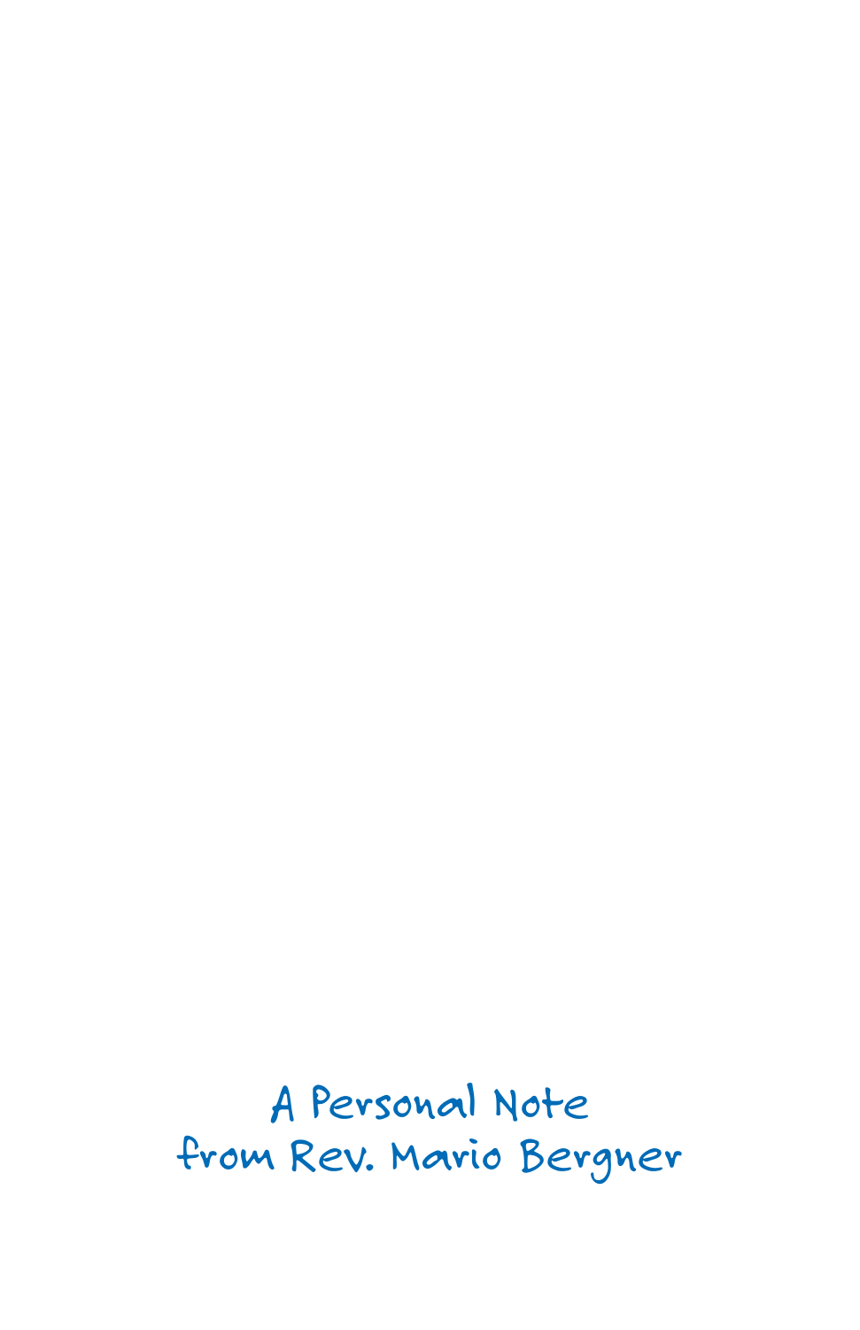# A Personal Note from Rev. Mario Bergner